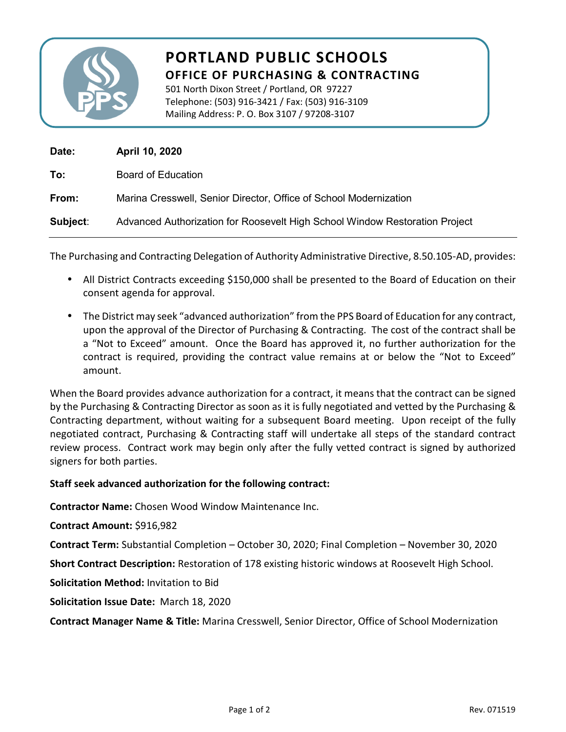# PORTLAND PUBLIC SCHOOLS

## OFFICE OF PURCHASING & CONTRACTING

501 North Dixon Street / Portland, OR 97227
Telephone: (503) 916-3421 / Fax: (503) 916-3109
Mailing Address: P. O. Box 3107 / 97208-3107

**Date:** **April 10, 2020**

**To:** Board of Education

**From:** Marina Cresswell, Senior Director, Office of School Modernization

**Subject:** Advanced Authorization for Roosevelt High School Window Restoration Project

---

The Purchasing and Contracting Delegation of Authority Administrative Directive, 8.50.105-AD, provides:

- All District Contracts exceeding $150,000 shall be presented to the Board of Education on their consent agenda for approval.
- The District may seek "advanced authorization" from the PPS Board of Education for any contract, upon the approval of the Director of Purchasing & Contracting. The cost of the contract shall be a "Not to Exceed" amount. Once the Board has approved it, no further authorization for the contract is required, providing the contract value remains at or below the "Not to Exceed" amount.

When the Board provides advance authorization for a contract, it means that the contract can be signed by the Purchasing & Contracting Director as soon as it is fully negotiated and vetted by the Purchasing & Contracting department, without waiting for a subsequent Board meeting. Upon receipt of the fully negotiated contract, Purchasing & Contracting staff will undertake all steps of the standard contract review process. Contract work may begin only after the fully vetted contract is signed by authorized signers for both parties.

**Staff seek advanced authorization for the following contract:**

**Contractor Name:** Chosen Wood Window Maintenance Inc.

**Contract Amount:** $916,982

**Contract Term:** Substantial Completion – October 30, 2020; Final Completion – November 30, 2020

**Short Contract Description:** Restoration of 178 existing historic windows at Roosevelt High School.

**Solicitation Method:** Invitation to Bid

**Solicitation Issue Date:** March 18, 2020

**Contract Manager Name & Title:** Marina Cresswell, Senior Director, Office of School Modernization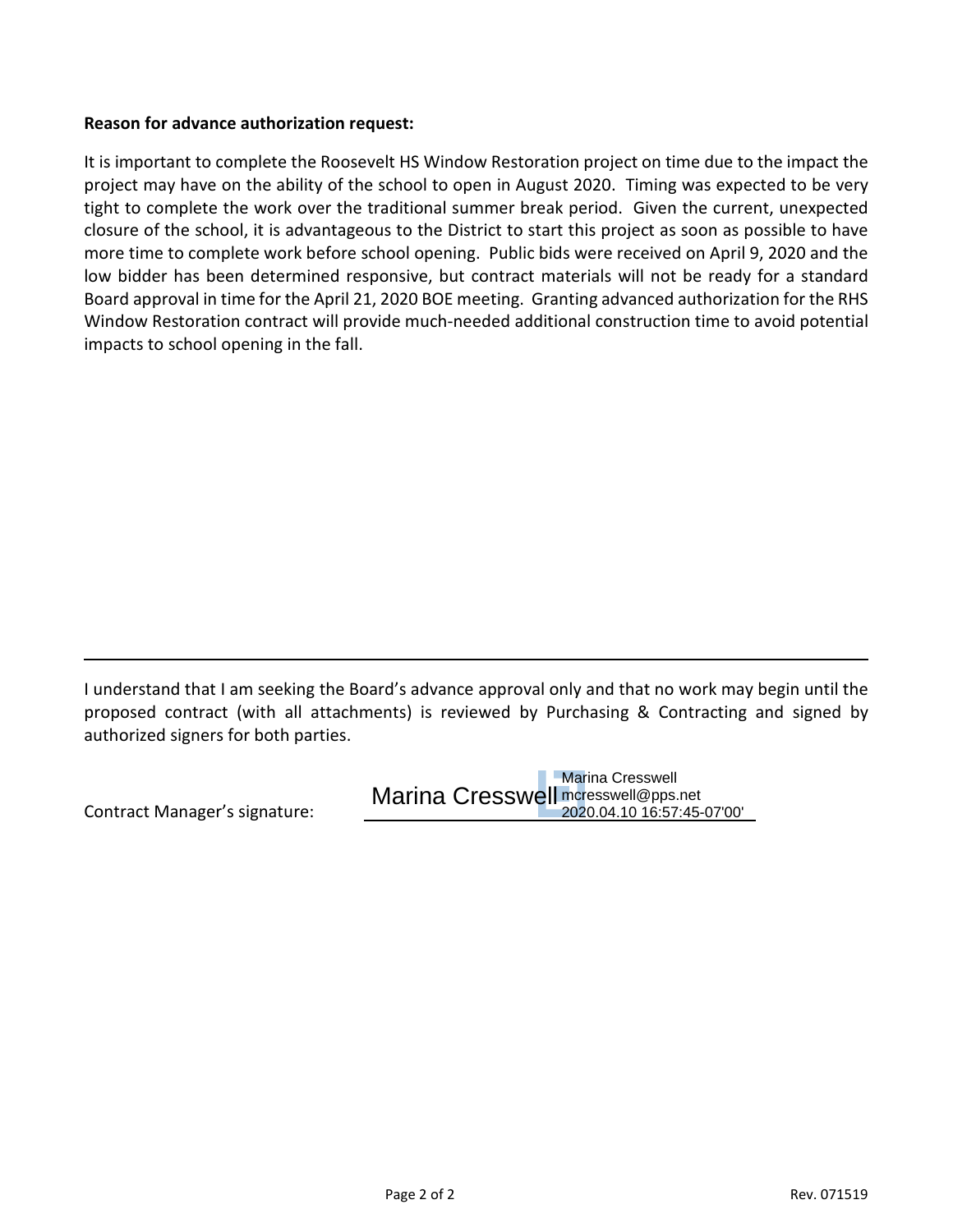**Reason for advance authorization request:**

It is important to complete the Roosevelt HS Window Restoration project on time due to the impact the project may have on the ability of the school to open in August 2020. Timing was expected to be very tight to complete the work over the traditional summer break period. Given the current, unexpected closure of the school, it is advantageous to the District to start this project as soon as possible to have more time to complete work before school opening. Public bids were received on April 9, 2020 and the low bidder has been determined responsive, but contract materials will not be ready for a standard Board approval in time for the April 21, 2020 BOE meeting. Granting advanced authorization for the RHS Window Restoration contract will provide much-needed additional construction time to avoid potential impacts to school opening in the fall.

---

I understand that I am seeking the Board's advance approval only and that no work may begin until the proposed contract (with all attachments) is reviewed by Purchasing & Contracting and signed by authorized signers for both parties.

Contract Manager's signature: Marina Cresswell
Marina Cresswell
mcresswell@pps.net
2020.04.10 16:57:45-07'00'

Rev. 071519